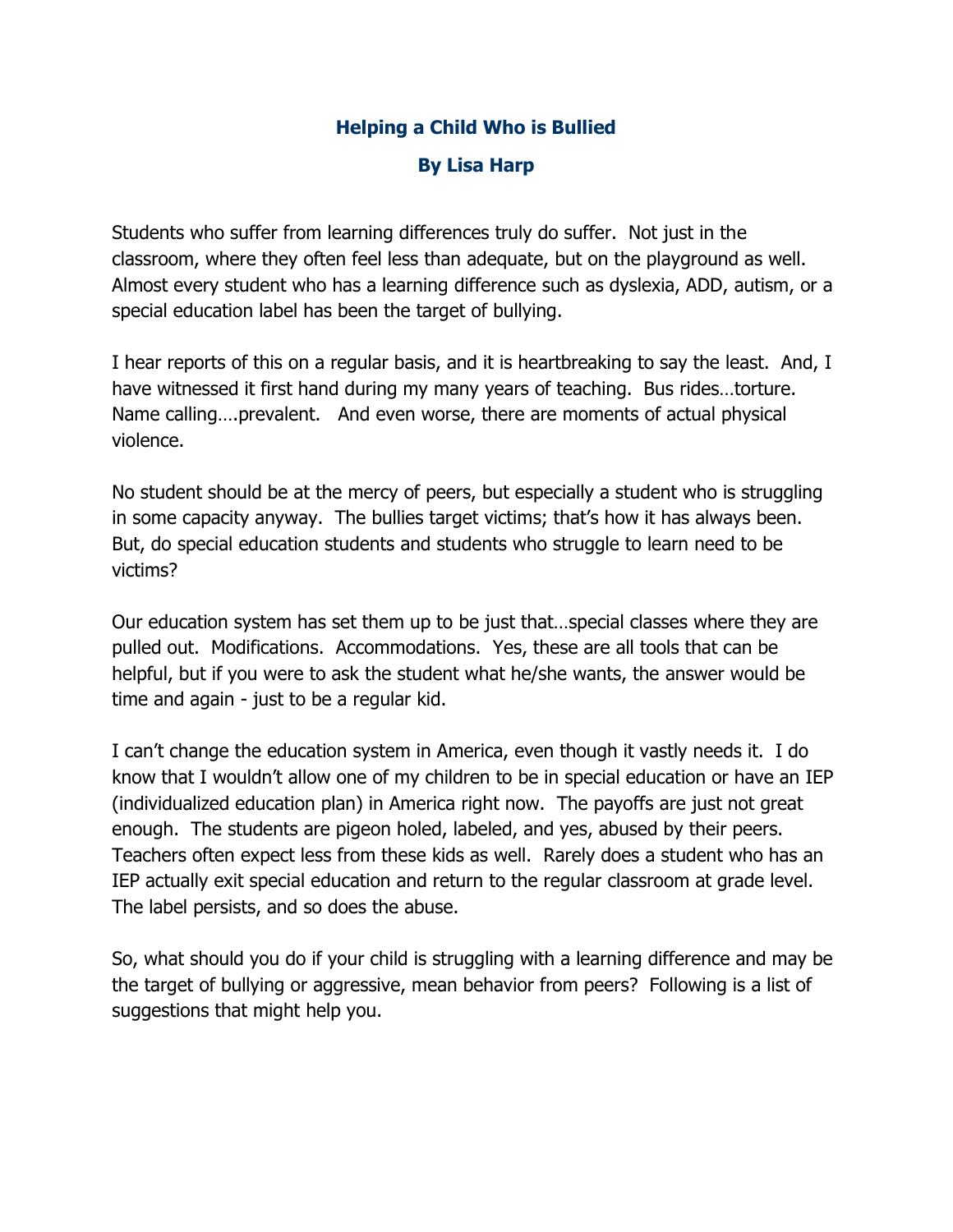# Helping a Child Who is Bullied

**By Lisa Harp**

Students who suffer from learning differences truly do suffer. Not just in the classroom, where they often feel less than adequate, but on the playground as well. Almost every student who has a learning difference such as dyslexia, ADD, autism, or a special education label has been the target of bullying.

I hear reports of this on a regular basis, and it is heartbreaking to say the least. And, I have witnessed it first hand during my many years of teaching. Bus rides…torture. Name calling….prevalent. And even worse, there are moments of actual physical violence.

No student should be at the mercy of peers, but especially a student who is struggling in some capacity anyway. The bullies target victims; that's how it has always been. But, do special education students and students who struggle to learn need to be victims?

Our education system has set them up to be just that…special classes where they are pulled out. Modifications. Accommodations. Yes, these are all tools that can be helpful, but if you were to ask the student what he/she wants, the answer would be time and again - just to be a regular kid.

I can't change the education system in America, even though it vastly needs it. I do know that I wouldn't allow one of my children to be in special education or have an IEP (individualized education plan) in America right now. The payoffs are just not great enough. The students are pigeon holed, labeled, and yes, abused by their peers. Teachers often expect less from these kids as well. Rarely does a student who has an IEP actually exit special education and return to the regular classroom at grade level. The label persists, and so does the abuse.

So, what should you do if your child is struggling with a learning difference and may be the target of bullying or aggressive, mean behavior from peers? Following is a list of suggestions that might help you.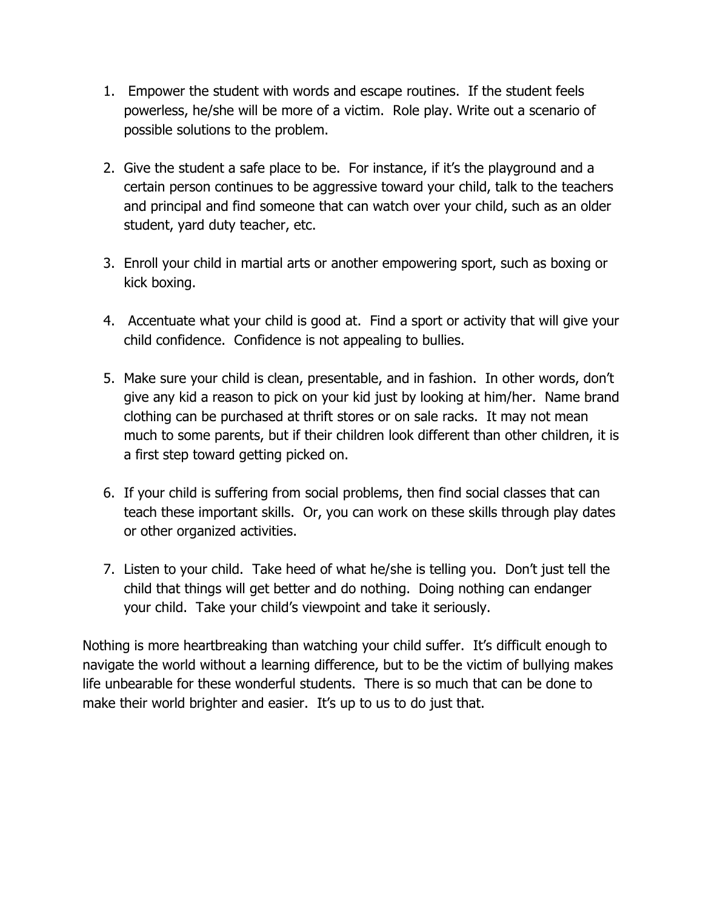1. Empower the student with words and escape routines. If the student feels powerless, he/she will be more of a victim. Role play. Write out a scenario of possible solutions to the problem.

2. Give the student a safe place to be. For instance, if it's the playground and a certain person continues to be aggressive toward your child, talk to the teachers and principal and find someone that can watch over your child, such as an older student, yard duty teacher, etc.

3. Enroll your child in martial arts or another empowering sport, such as boxing or kick boxing.

4. Accentuate what your child is good at. Find a sport or activity that will give your child confidence. Confidence is not appealing to bullies.

5. Make sure your child is clean, presentable, and in fashion. In other words, don't give any kid a reason to pick on your kid just by looking at him/her. Name brand clothing can be purchased at thrift stores or on sale racks. It may not mean much to some parents, but if their children look different than other children, it is a first step toward getting picked on.

6. If your child is suffering from social problems, then find social classes that can teach these important skills. Or, you can work on these skills through play dates or other organized activities.

7. Listen to your child. Take heed of what he/she is telling you. Don't just tell the child that things will get better and do nothing. Doing nothing can endanger your child. Take your child's viewpoint and take it seriously.

Nothing is more heartbreaking than watching your child suffer. It's difficult enough to navigate the world without a learning difference, but to be the victim of bullying makes life unbearable for these wonderful students. There is so much that can be done to make their world brighter and easier. It's up to us to do just that.